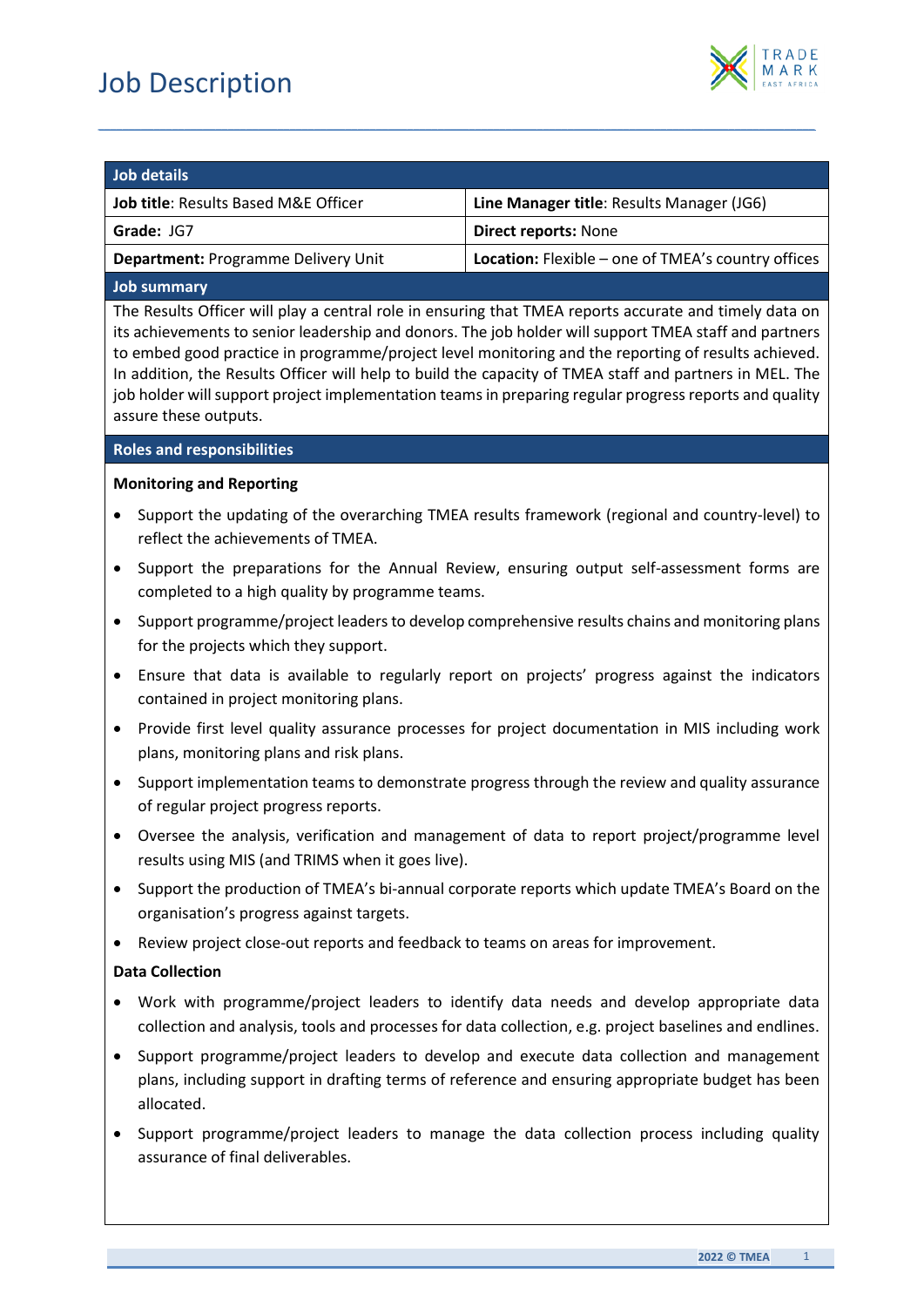# Job Description

| Job details | |
|---|---|
| **Job title**: Results Based M&E Officer | **Line Manager title**: Results Manager (JG6) |
| **Grade:** JG7 | **Direct reports:** None |
| **Department:** Programme Delivery Unit | **Location:** Flexible – one of TMEA's country offices |

## Job summary

The Results Officer will play a central role in ensuring that TMEA reports accurate and timely data on its achievements to senior leadership and donors. The job holder will support TMEA staff and partners to embed good practice in programme/project level monitoring and the reporting of results achieved. In addition, the Results Officer will help to build the capacity of TMEA staff and partners in MEL. The job holder will support project implementation teams in preparing regular progress reports and quality assure these outputs.

## Roles and responsibilities

**Monitoring and Reporting**

- Support the updating of the overarching TMEA results framework (regional and country-level) to reflect the achievements of TMEA.
- Support the preparations for the Annual Review, ensuring output self-assessment forms are completed to a high quality by programme teams.
- Support programme/project leaders to develop comprehensive results chains and monitoring plans for the projects which they support.
- Ensure that data is available to regularly report on projects' progress against the indicators contained in project monitoring plans.
- Provide first level quality assurance processes for project documentation in MIS including work plans, monitoring plans and risk plans.
- Support implementation teams to demonstrate progress through the review and quality assurance of regular project progress reports.
- Oversee the analysis, verification and management of data to report project/programme level results using MIS (and TRIMS when it goes live).
- Support the production of TMEA's bi-annual corporate reports which update TMEA's Board on the organisation's progress against targets.
- Review project close-out reports and feedback to teams on areas for improvement.

**Data Collection**

- Work with programme/project leaders to identify data needs and develop appropriate data collection and analysis, tools and processes for data collection, e.g. project baselines and endlines.
- Support programme/project leaders to develop and execute data collection and management plans, including support in drafting terms of reference and ensuring appropriate budget has been allocated.
- Support programme/project leaders to manage the data collection process including quality assurance of final deliverables.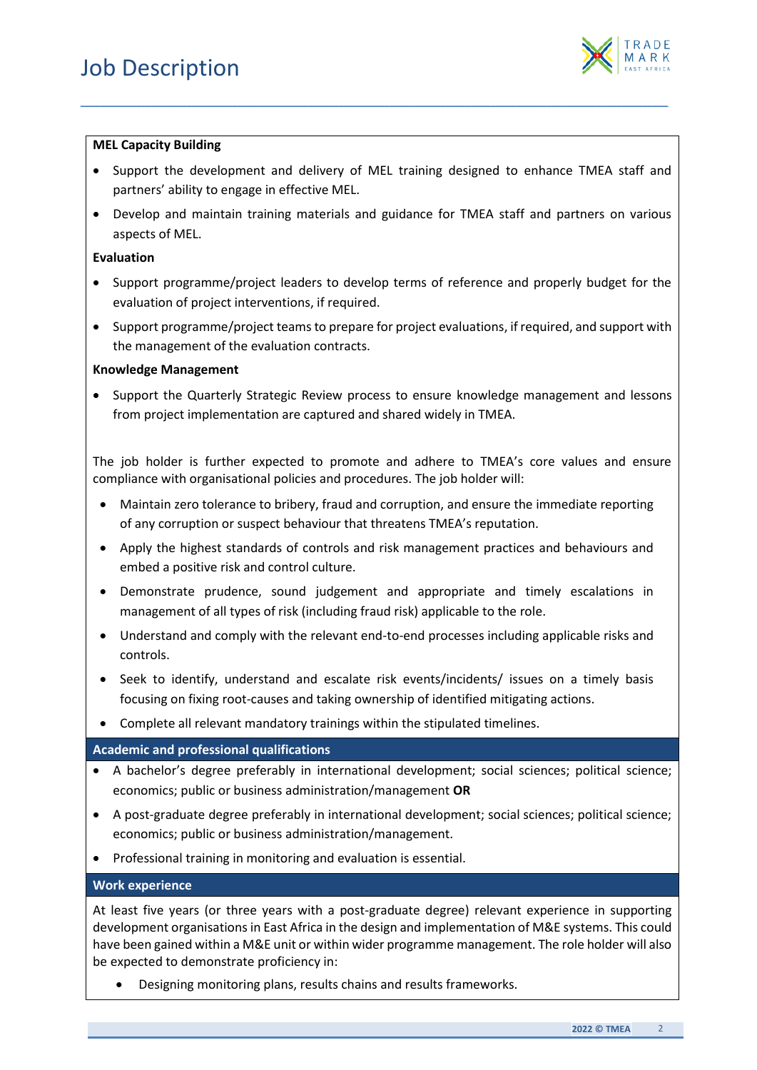**MEL Capacity Building**

- Support the development and delivery of MEL training designed to enhance TMEA staff and partners' ability to engage in effective MEL.
- Develop and maintain training materials and guidance for TMEA staff and partners on various aspects of MEL.

**Evaluation**

- Support programme/project leaders to develop terms of reference and properly budget for the evaluation of project interventions, if required.
- Support programme/project teams to prepare for project evaluations, if required, and support with the management of the evaluation contracts.

**Knowledge Management**

- Support the Quarterly Strategic Review process to ensure knowledge management and lessons from project implementation are captured and shared widely in TMEA.

The job holder is further expected to promote and adhere to TMEA's core values and ensure compliance with organisational policies and procedures. The job holder will:

- Maintain zero tolerance to bribery, fraud and corruption, and ensure the immediate reporting of any corruption or suspect behaviour that threatens TMEA's reputation.
- Apply the highest standards of controls and risk management practices and behaviours and embed a positive risk and control culture.
- Demonstrate prudence, sound judgement and appropriate and timely escalations in management of all types of risk (including fraud risk) applicable to the role.
- Understand and comply with the relevant end-to-end processes including applicable risks and controls.
- Seek to identify, understand and escalate risk events/incidents/ issues on a timely basis focusing on fixing root-causes and taking ownership of identified mitigating actions.
- Complete all relevant mandatory trainings within the stipulated timelines.

## Academic and professional qualifications

- A bachelor's degree preferably in international development; social sciences; political science; economics; public or business administration/management **OR**
- A post-graduate degree preferably in international development; social sciences; political science; economics; public or business administration/management.
- Professional training in monitoring and evaluation is essential.

## Work experience

At least five years (or three years with a post-graduate degree) relevant experience in supporting development organisations in East Africa in the design and implementation of M&E systems. This could have been gained within a M&E unit or within wider programme management. The role holder will also be expected to demonstrate proficiency in:

- Designing monitoring plans, results chains and results frameworks.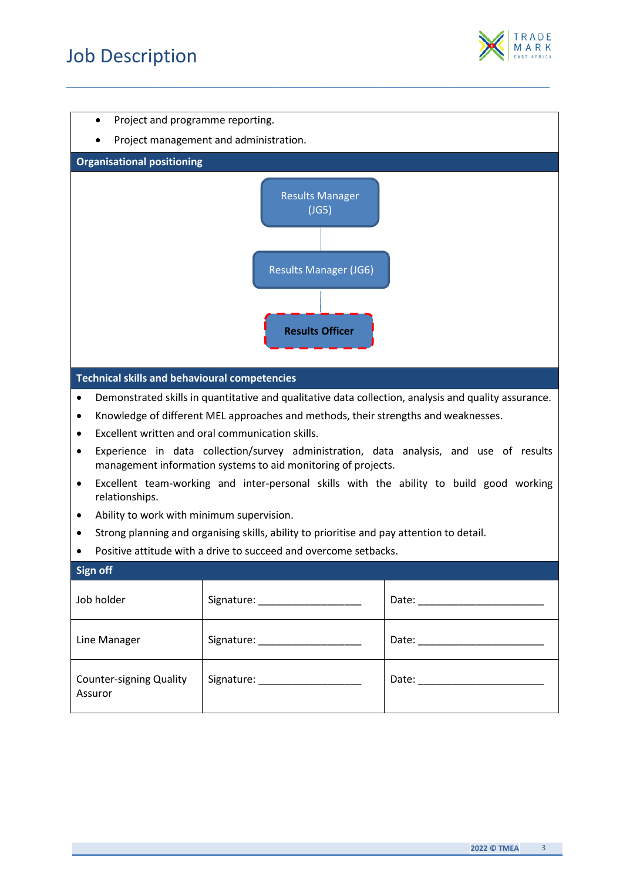- Project and programme reporting.
- Project management and administration.

## Organisational positioning

Results Manager (JG5)

Results Manager (JG6)

**Results Officer**

## Technical skills and behavioural competencies

- Demonstrated skills in quantitative and qualitative data collection, analysis and quality assurance.
- Knowledge of different MEL approaches and methods, their strengths and weaknesses.
- Excellent written and oral communication skills.
- Experience in data collection/survey administration, data analysis, and use of results management information systems to aid monitoring of projects.
- Excellent team-working and inter-personal skills with the ability to build good working relationships.
- Ability to work with minimum supervision.
- Strong planning and organising skills, ability to prioritise and pay attention to detail.
- Positive attitude with a drive to succeed and overcome setbacks.

## Sign off

| | | |
|---|---|---|
| Job holder | Signature: ___________________ | Date: _______________________ |
| Line Manager | Signature: ___________________ | Date: _______________________ |
| Counter-signing Quality Assuror | Signature: ___________________ | Date: _______________________ |